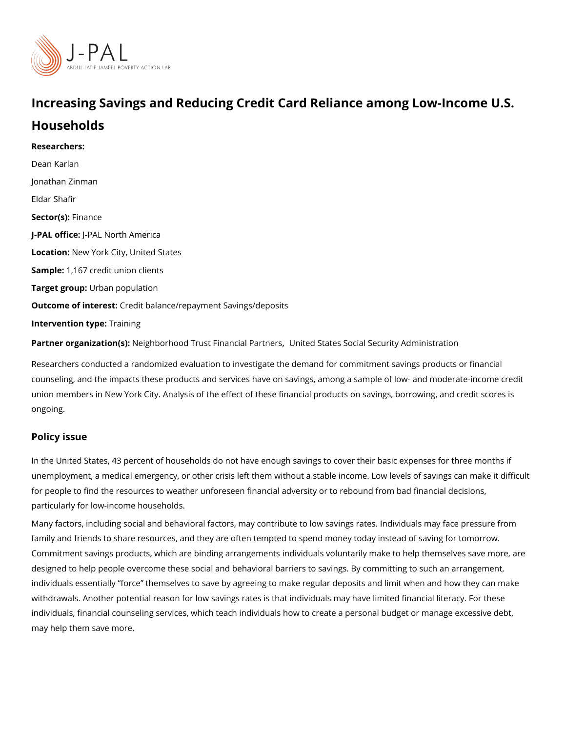# Increasing Savings and Reducing Credit Card Reliance among Low-Income U.S. Households

**Researchers:**

Dean Karlan

Jonathan Zinman

Eldar Shafir

**Sector(s):** Finance

**J-PAL office:** J-PAL North America

**Location:** New York City, United States

**Sample:** 1,167 credit union clients

**Target group:** Urban population

**Outcome of interest:** Credit balance/repayment Savings/deposits

**Intervention type:** Training

**Partner organization(s):** Neighborhood Trust Financial Partners, United States Social Security Administration

Researchers conducted a randomized evaluation to investigate the demand for commitment savings products or financial counseling, and the impacts these products and services have on savings, among a sample of low- and moderate-income credit union members in New York City. Analysis of the effect of these financial products on savings, borrowing, and credit scores is ongoing.

## Policy issue

In the United States, 43 percent of households do not have enough savings to cover their basic expenses for three months if unemployment, a medical emergency, or other crisis left them without a stable income. Low levels of savings can make it difficult for people to find the resources to weather unforeseen financial adversity or to rebound from bad financial decisions, particularly for low-income households.

Many factors, including social and behavioral factors, may contribute to low savings rates. Individuals may face pressure from family and friends to share resources, and they are often tempted to spend money today instead of saving for tomorrow. Commitment savings products, which are binding arrangements individuals voluntarily make to help themselves save more, are designed to help people overcome these social and behavioral barriers to savings. By committing to such an arrangement, individuals essentially "force" themselves to save by agreeing to make regular deposits and limit when and how they can make withdrawals. Another potential reason for low savings rates is that individuals may have limited financial literacy. For these individuals, financial counseling services, which teach individuals how to create a personal budget or manage excessive debt, may help them save more.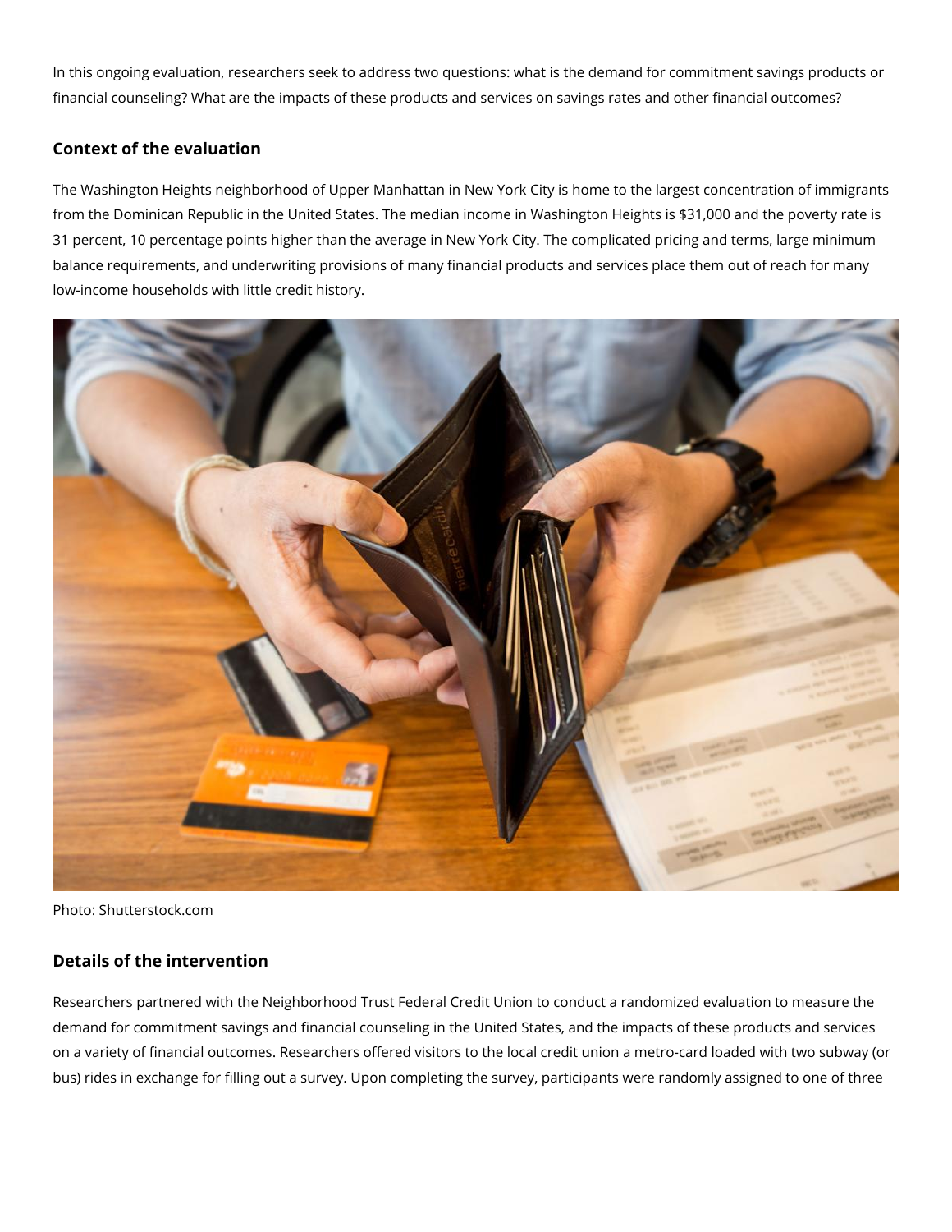In this ongoing evaluation, researchers seek to address two questions: what is the demand for commitment savings products or financial counseling? What are the impacts of these products and services on savings rates and other financial outcomes?

## Context of the evaluation

The Washington Heights neighborhood of Upper Manhattan in New York City is home to the largest concentration of immigrants from the Dominican Republic in the United States. The median income in Washington Heights is $31,000 and the poverty rate is 31 percent, 10 percentage points higher than the average in New York City. The complicated pricing and terms, large minimum balance requirements, and underwriting provisions of many financial products and services place them out of reach for many low-income households with little credit history.

Photo: Shutterstock.com

## Details of the intervention

Researchers partnered with the Neighborhood Trust Federal Credit Union to conduct a randomized evaluation to measure the demand for commitment savings and financial counseling in the United States, and the impacts of these products and services on a variety of financial outcomes. Researchers offered visitors to the local credit union a metro-card loaded with two subway (or bus) rides in exchange for filling out a survey. Upon completing the survey, participants were randomly assigned to one of three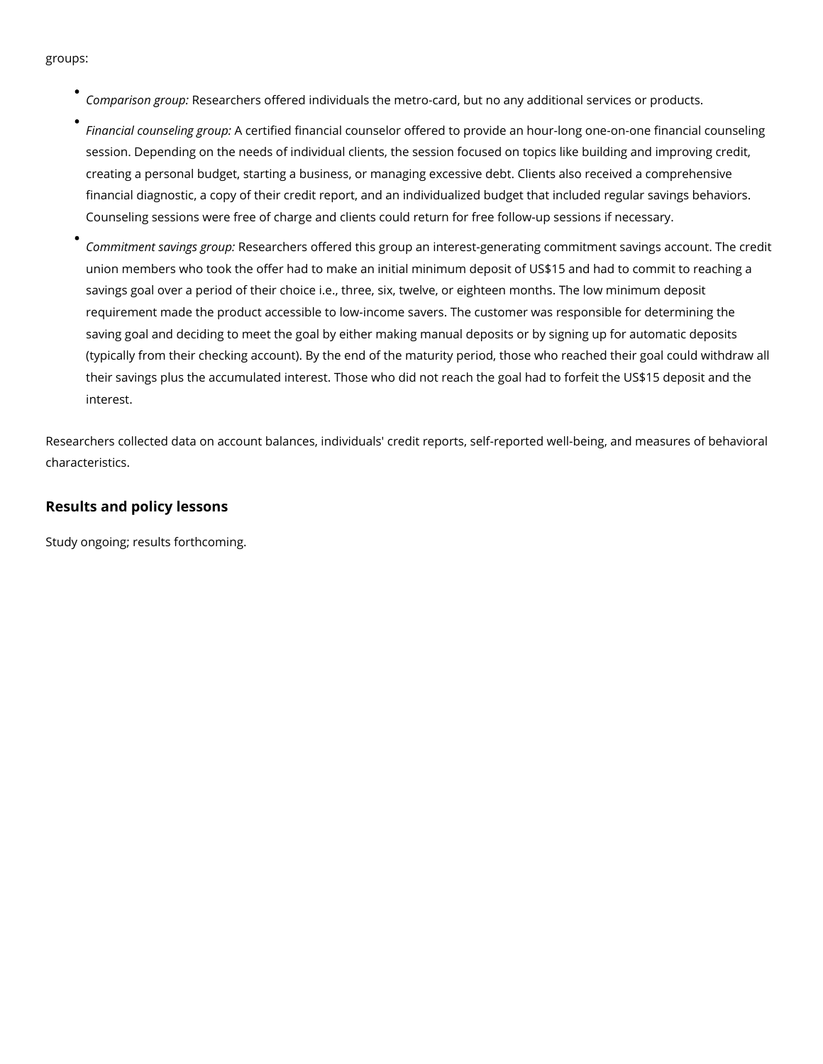groups:

- *Comparison group:* Researchers offered individuals the metro-card, but no any additional services or products.
- *Financial counseling group:* A certified financial counselor offered to provide an hour-long one-on-one financial counseling session. Depending on the needs of individual clients, the session focused on topics like building and improving credit, creating a personal budget, starting a business, or managing excessive debt. Clients also received a comprehensive financial diagnostic, a copy of their credit report, and an individualized budget that included regular savings behaviors. Counseling sessions were free of charge and clients could return for free follow-up sessions if necessary.
- *Commitment savings group:* Researchers offered this group an interest-generating commitment savings account. The credit union members who took the offer had to make an initial minimum deposit of US$15 and had to commit to reaching a savings goal over a period of their choice i.e., three, six, twelve, or eighteen months. The low minimum deposit requirement made the product accessible to low-income savers. The customer was responsible for determining the saving goal and deciding to meet the goal by either making manual deposits or by signing up for automatic deposits (typically from their checking account). By the end of the maturity period, those who reached their goal could withdraw all their savings plus the accumulated interest. Those who did not reach the goal had to forfeit the US$15 deposit and the interest.

Researchers collected data on account balances, individuals' credit reports, self-reported well-being, and measures of behavioral characteristics.

## Results and policy lessons

Study ongoing; results forthcoming.